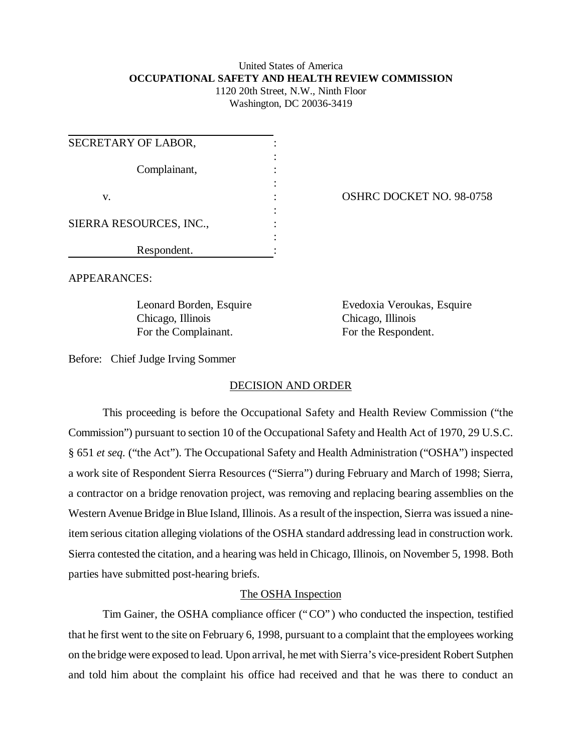United States of America
**OCCUPATIONAL SAFETY AND HEALTH REVIEW COMMISSION**
1120 20th Street, N.W., Ninth Floor
Washington, DC 20036-3419

| | |
|---|---|
| SECRETARY OF LABOR,<br><br>Complainant,<br><br>v.<br><br>SIERRA RESOURCES, INC.,<br><br>Respondent. | OSHRC DOCKET NO. 98-0758 |

APPEARANCES:

| | |
|---|---|
| Leonard Borden, Esquire<br>Chicago, Illinois<br>For the Complainant. | Evedoxia Veroukas, Esquire<br>Chicago, Illinois<br>For the Respondent. |

Before: Chief Judge Irving Sommer

## DECISION AND ORDER

This proceeding is before the Occupational Safety and Health Review Commission ("the Commission") pursuant to section 10 of the Occupational Safety and Health Act of 1970, 29 U.S.C. § 651 *et seq*. ("the Act"). The Occupational Safety and Health Administration ("OSHA") inspected a work site of Respondent Sierra Resources ("Sierra") during February and March of 1998; Sierra, a contractor on a bridge renovation project, was removing and replacing bearing assemblies on the Western Avenue Bridge in Blue Island, Illinois. As a result of the inspection, Sierra was issued a nine-item serious citation alleging violations of the OSHA standard addressing lead in construction work. Sierra contested the citation, and a hearing was held in Chicago, Illinois, on November 5, 1998. Both parties have submitted post-hearing briefs.

### The OSHA Inspection

Tim Gainer, the OSHA compliance officer ("CO") who conducted the inspection, testified that he first went to the site on February 6, 1998, pursuant to a complaint that the employees working on the bridge were exposed to lead. Upon arrival, he met with Sierra's vice-president Robert Sutphen and told him about the complaint his office had received and that he was there to conduct an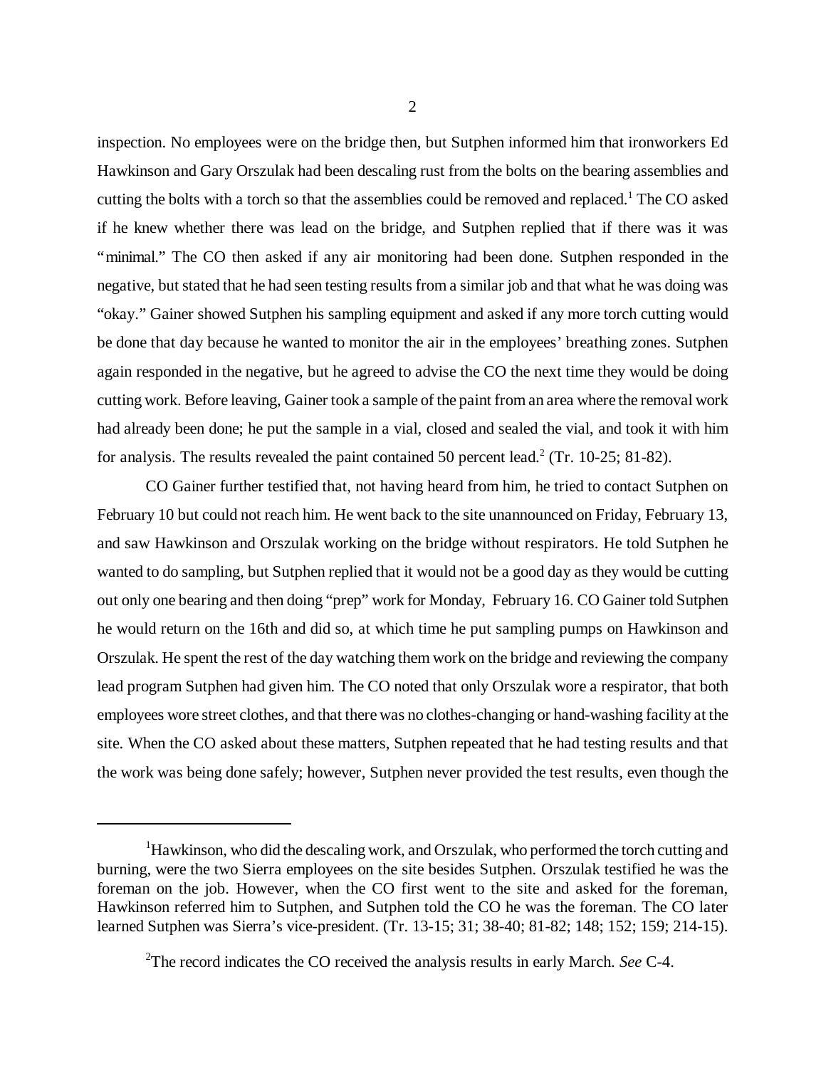inspection. No employees were on the bridge then, but Sutphen informed him that ironworkers Ed Hawkinson and Gary Orszulak had been descaling rust from the bolts on the bearing assemblies and cutting the bolts with a torch so that the assemblies could be removed and replaced.[1] The CO asked if he knew whether there was lead on the bridge, and Sutphen replied that if there was it was "minimal." The CO then asked if any air monitoring had been done. Sutphen responded in the negative, but stated that he had seen testing results from a similar job and that what he was doing was "okay." Gainer showed Sutphen his sampling equipment and asked if any more torch cutting would be done that day because he wanted to monitor the air in the employees' breathing zones. Sutphen again responded in the negative, but he agreed to advise the CO the next time they would be doing cutting work. Before leaving, Gainer took a sample of the paint from an area where the removal work had already been done; he put the sample in a vial, closed and sealed the vial, and took it with him for analysis. The results revealed the paint contained 50 percent lead.[2] (Tr. 10-25; 81-82).

CO Gainer further testified that, not having heard from him, he tried to contact Sutphen on February 10 but could not reach him. He went back to the site unannounced on Friday, February 13, and saw Hawkinson and Orszulak working on the bridge without respirators. He told Sutphen he wanted to do sampling, but Sutphen replied that it would not be a good day as they would be cutting out only one bearing and then doing "prep" work for Monday, February 16. CO Gainer told Sutphen he would return on the 16th and did so, at which time he put sampling pumps on Hawkinson and Orszulak. He spent the rest of the day watching them work on the bridge and reviewing the company lead program Sutphen had given him. The CO noted that only Orszulak wore a respirator, that both employees wore street clothes, and that there was no clothes-changing or hand-washing facility at the site. When the CO asked about these matters, Sutphen repeated that he had testing results and that the work was being done safely; however, Sutphen never provided the test results, even though the

---

[1]Hawkinson, who did the descaling work, and Orszulak, who performed the torch cutting and burning, were the two Sierra employees on the site besides Sutphen. Orszulak testified he was the foreman on the job. However, when the CO first went to the site and asked for the foreman, Hawkinson referred him to Sutphen, and Sutphen told the CO he was the foreman. The CO later learned Sutphen was Sierra's vice-president. (Tr. 13-15; 31; 38-40; 81-82; 148; 152; 159; 214-15).

[2]The record indicates the CO received the analysis results in early March. *See* C-4.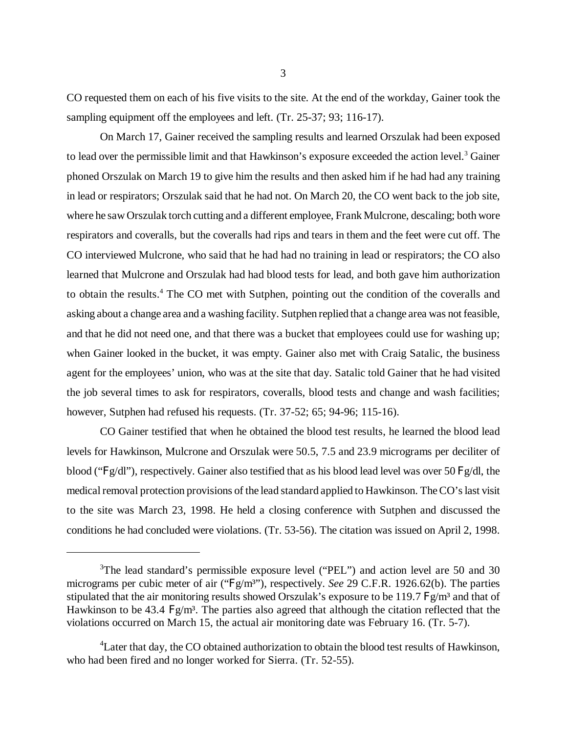CO requested them on each of his five visits to the site. At the end of the workday, Gainer took the sampling equipment off the employees and left. (Tr. 25-37; 93; 116-17).

On March 17, Gainer received the sampling results and learned Orszulak had been exposed to lead over the permissible limit and that Hawkinson's exposure exceeded the action level.[3] Gainer phoned Orszulak on March 19 to give him the results and then asked him if he had had any training in lead or respirators; Orszulak said that he had not. On March 20, the CO went back to the job site, where he saw Orszulak torch cutting and a different employee, Frank Mulcrone, descaling; both wore respirators and coveralls, but the coveralls had rips and tears in them and the feet were cut off. The CO interviewed Mulcrone, who said that he had had no training in lead or respirators; the CO also learned that Mulcrone and Orszulak had had blood tests for lead, and both gave him authorization to obtain the results.[4] The CO met with Sutphen, pointing out the condition of the coveralls and asking about a change area and a washing facility. Sutphen replied that a change area was not feasible, and that he did not need one, and that there was a bucket that employees could use for washing up; when Gainer looked in the bucket, it was empty. Gainer also met with Craig Satalic, the business agent for the employees' union, who was at the site that day. Satalic told Gainer that he had visited the job several times to ask for respirators, coveralls, blood tests and change and wash facilities; however, Sutphen had refused his requests. (Tr. 37-52; 65; 94-96; 115-16).

CO Gainer testified that when he obtained the blood test results, he learned the blood lead levels for Hawkinson, Mulcrone and Orszulak were 50.5, 7.5 and 23.9 micrograms per deciliter of blood ("Fg/dl"), respectively. Gainer also testified that as his blood lead level was over 50 Fg/dl, the medical removal protection provisions of the lead standard applied to Hawkinson. The CO's last visit to the site was March 23, 1998. He held a closing conference with Sutphen and discussed the conditions he had concluded were violations. (Tr. 53-56). The citation was issued on April 2, 1998.

---

[3]The lead standard's permissible exposure level ("PEL") and action level are 50 and 30 micrograms per cubic meter of air ("Fg/m$^3$"), respectively. *See* 29 C.F.R. 1926.62(b). The parties stipulated that the air monitoring results showed Orszulak's exposure to be 119.7 Fg/m$^3$ and that of Hawkinson to be 43.4 Fg/m$^3$. The parties also agreed that although the citation reflected that the violations occurred on March 15, the actual air monitoring date was February 16. (Tr. 5-7).

[4]Later that day, the CO obtained authorization to obtain the blood test results of Hawkinson, who had been fired and no longer worked for Sierra. (Tr. 52-55).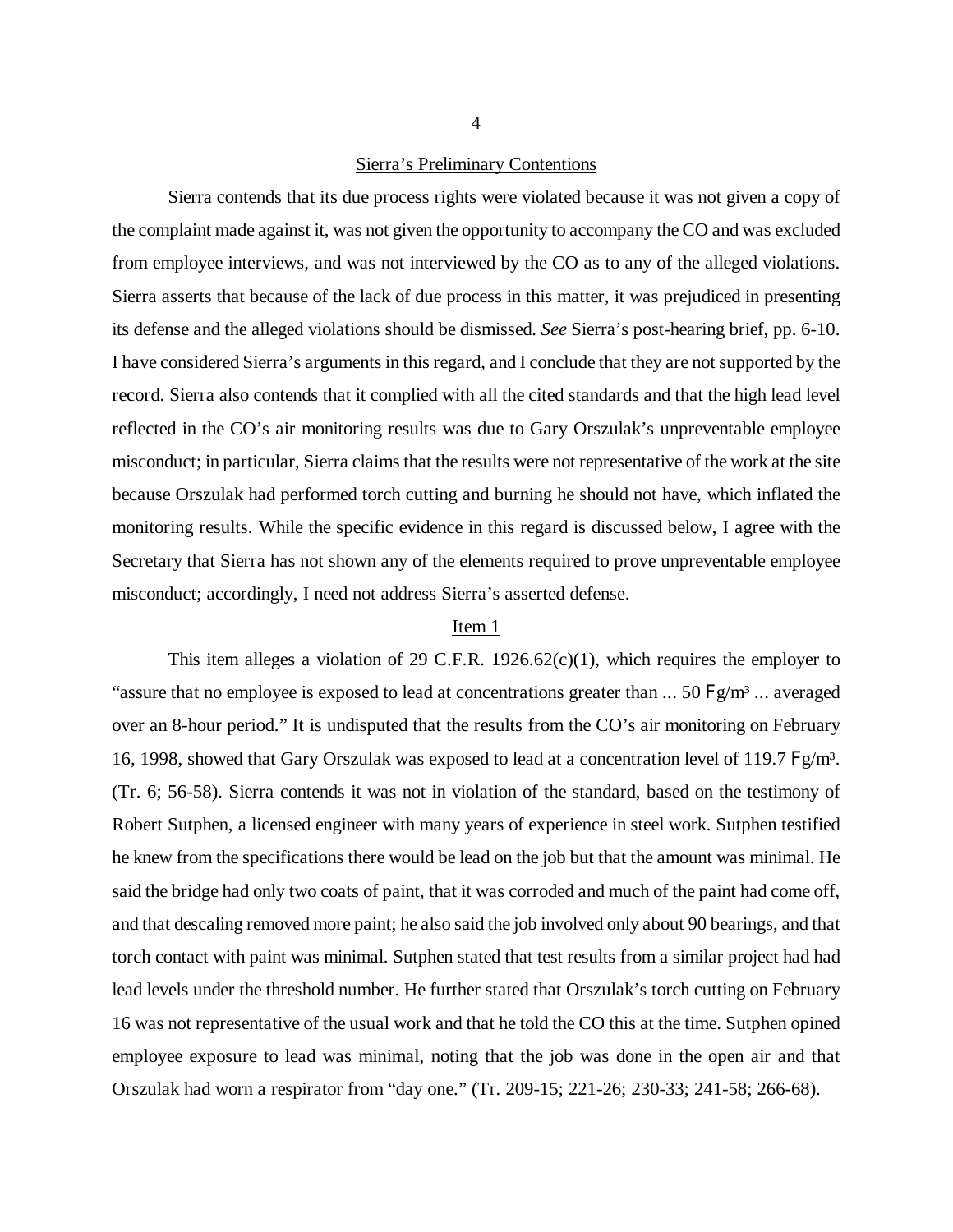## Sierra's Preliminary Contentions

Sierra contends that its due process rights were violated because it was not given a copy of the complaint made against it, was not given the opportunity to accompany the CO and was excluded from employee interviews, and was not interviewed by the CO as to any of the alleged violations. Sierra asserts that because of the lack of due process in this matter, it was prejudiced in presenting its defense and the alleged violations should be dismissed. *See* Sierra's post-hearing brief, pp. 6-10. I have considered Sierra's arguments in this regard, and I conclude that they are not supported by the record. Sierra also contends that it complied with all the cited standards and that the high lead level reflected in the CO's air monitoring results was due to Gary Orszulak's unpreventable employee misconduct; in particular, Sierra claims that the results were not representative of the work at the site because Orszulak had performed torch cutting and burning he should not have, which inflated the monitoring results. While the specific evidence in this regard is discussed below, I agree with the Secretary that Sierra has not shown any of the elements required to prove unpreventable employee misconduct; accordingly, I need not address Sierra's asserted defense.

## Item 1

This item alleges a violation of 29 C.F.R. 1926.62(c)(1), which requires the employer to "assure that no employee is exposed to lead at concentrations greater than ... 50 $\mu g/m^3$ ... averaged over an 8-hour period." It is undisputed that the results from the CO's air monitoring on February 16, 1998, showed that Gary Orszulak was exposed to lead at a concentration level of 119.7 $\mu g/m^3$. (Tr. 6; 56-58). Sierra contends it was not in violation of the standard, based on the testimony of Robert Sutphen, a licensed engineer with many years of experience in steel work. Sutphen testified he knew from the specifications there would be lead on the job but that the amount was minimal. He said the bridge had only two coats of paint, that it was corroded and much of the paint had come off, and that descaling removed more paint; he also said the job involved only about 90 bearings, and that torch contact with paint was minimal. Sutphen stated that test results from a similar project had had lead levels under the threshold number. He further stated that Orszulak's torch cutting on February 16 was not representative of the usual work and that he told the CO this at the time. Sutphen opined employee exposure to lead was minimal, noting that the job was done in the open air and that Orszulak had worn a respirator from "day one." (Tr. 209-15; 221-26; 230-33; 241-58; 266-68).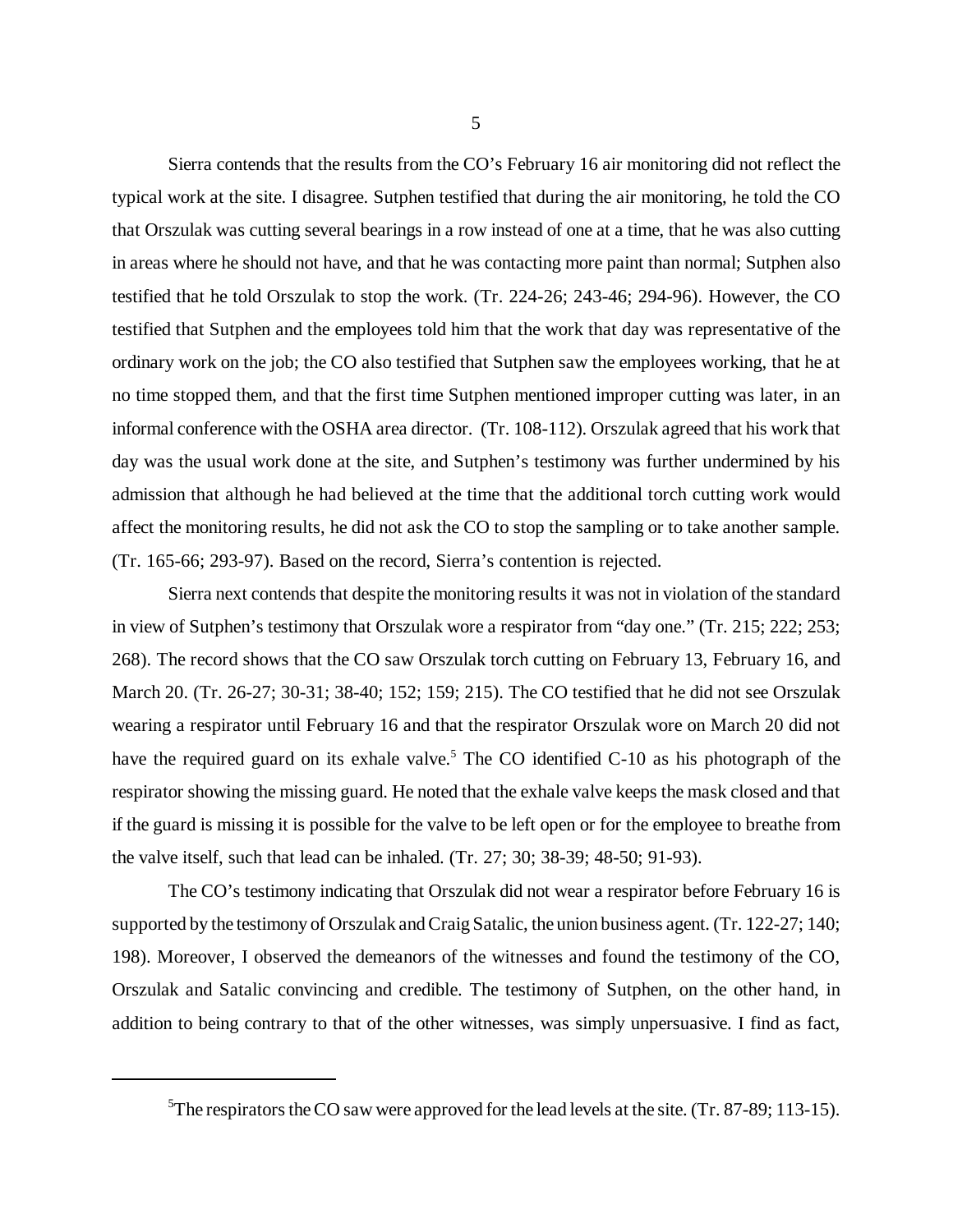Sierra contends that the results from the CO's February 16 air monitoring did not reflect the typical work at the site. I disagree. Sutphen testified that during the air monitoring, he told the CO that Orszulak was cutting several bearings in a row instead of one at a time, that he was also cutting in areas where he should not have, and that he was contacting more paint than normal; Sutphen also testified that he told Orszulak to stop the work. (Tr. 224-26; 243-46; 294-96). However, the CO testified that Sutphen and the employees told him that the work that day was representative of the ordinary work on the job; the CO also testified that Sutphen saw the employees working, that he at no time stopped them, and that the first time Sutphen mentioned improper cutting was later, in an informal conference with the OSHA area director. (Tr. 108-112). Orszulak agreed that his work that day was the usual work done at the site, and Sutphen's testimony was further undermined by his admission that although he had believed at the time that the additional torch cutting work would affect the monitoring results, he did not ask the CO to stop the sampling or to take another sample. (Tr. 165-66; 293-97). Based on the record, Sierra's contention is rejected.

Sierra next contends that despite the monitoring results it was not in violation of the standard in view of Sutphen's testimony that Orszulak wore a respirator from "day one." (Tr. 215; 222; 253; 268). The record shows that the CO saw Orszulak torch cutting on February 13, February 16, and March 20. (Tr. 26-27; 30-31; 38-40; 152; 159; 215). The CO testified that he did not see Orszulak wearing a respirator until February 16 and that the respirator Orszulak wore on March 20 did not have the required guard on its exhale valve.[5] The CO identified C-10 as his photograph of the respirator showing the missing guard. He noted that the exhale valve keeps the mask closed and that if the guard is missing it is possible for the valve to be left open or for the employee to breathe from the valve itself, such that lead can be inhaled. (Tr. 27; 30; 38-39; 48-50; 91-93).

The CO's testimony indicating that Orszulak did not wear a respirator before February 16 is supported by the testimony of Orszulak and Craig Satalic, the union business agent. (Tr. 122-27; 140; 198). Moreover, I observed the demeanors of the witnesses and found the testimony of the CO, Orszulak and Satalic convincing and credible. The testimony of Sutphen, on the other hand, in addition to being contrary to that of the other witnesses, was simply unpersuasive. I find as fact,

[5] The respirators the CO saw were approved for the lead levels at the site. (Tr. 87-89; 113-15).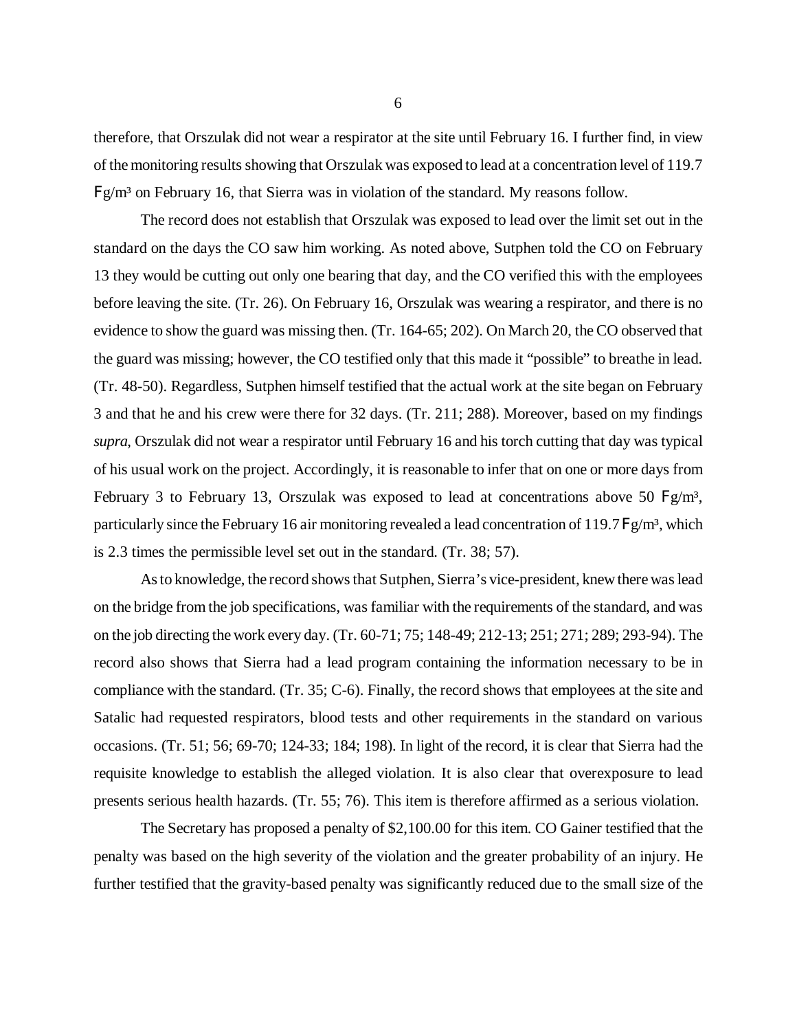therefore, that Orszulak did not wear a respirator at the site until February 16. I further find, in view of the monitoring results showing that Orszulak was exposed to lead at a concentration level of 119.7 Fg/m³ on February 16, that Sierra was in violation of the standard. My reasons follow.

The record does not establish that Orszulak was exposed to lead over the limit set out in the standard on the days the CO saw him working. As noted above, Sutphen told the CO on February 13 they would be cutting out only one bearing that day, and the CO verified this with the employees before leaving the site. (Tr. 26). On February 16, Orszulak was wearing a respirator, and there is no evidence to show the guard was missing then. (Tr. 164-65; 202). On March 20, the CO observed that the guard was missing; however, the CO testified only that this made it "possible" to breathe in lead. (Tr. 48-50). Regardless, Sutphen himself testified that the actual work at the site began on February 3 and that he and his crew were there for 32 days. (Tr. 211; 288). Moreover, based on my findings *supra*, Orszulak did not wear a respirator until February 16 and his torch cutting that day was typical of his usual work on the project. Accordingly, it is reasonable to infer that on one or more days from February 3 to February 13, Orszulak was exposed to lead at concentrations above 50 Fg/m³, particularly since the February 16 air monitoring revealed a lead concentration of 119.7 Fg/m³, which is 2.3 times the permissible level set out in the standard. (Tr. 38; 57).

As to knowledge, the record shows that Sutphen, Sierra's vice-president, knew there was lead on the bridge from the job specifications, was familiar with the requirements of the standard, and was on the job directing the work every day. (Tr. 60-71; 75; 148-49; 212-13; 251; 271; 289; 293-94). The record also shows that Sierra had a lead program containing the information necessary to be in compliance with the standard. (Tr. 35; C-6). Finally, the record shows that employees at the site and Satalic had requested respirators, blood tests and other requirements in the standard on various occasions. (Tr. 51; 56; 69-70; 124-33; 184; 198). In light of the record, it is clear that Sierra had the requisite knowledge to establish the alleged violation. It is also clear that overexposure to lead presents serious health hazards. (Tr. 55; 76). This item is therefore affirmed as a serious violation.

The Secretary has proposed a penalty of $2,100.00 for this item. CO Gainer testified that the penalty was based on the high severity of the violation and the greater probability of an injury. He further testified that the gravity-based penalty was significantly reduced due to the small size of the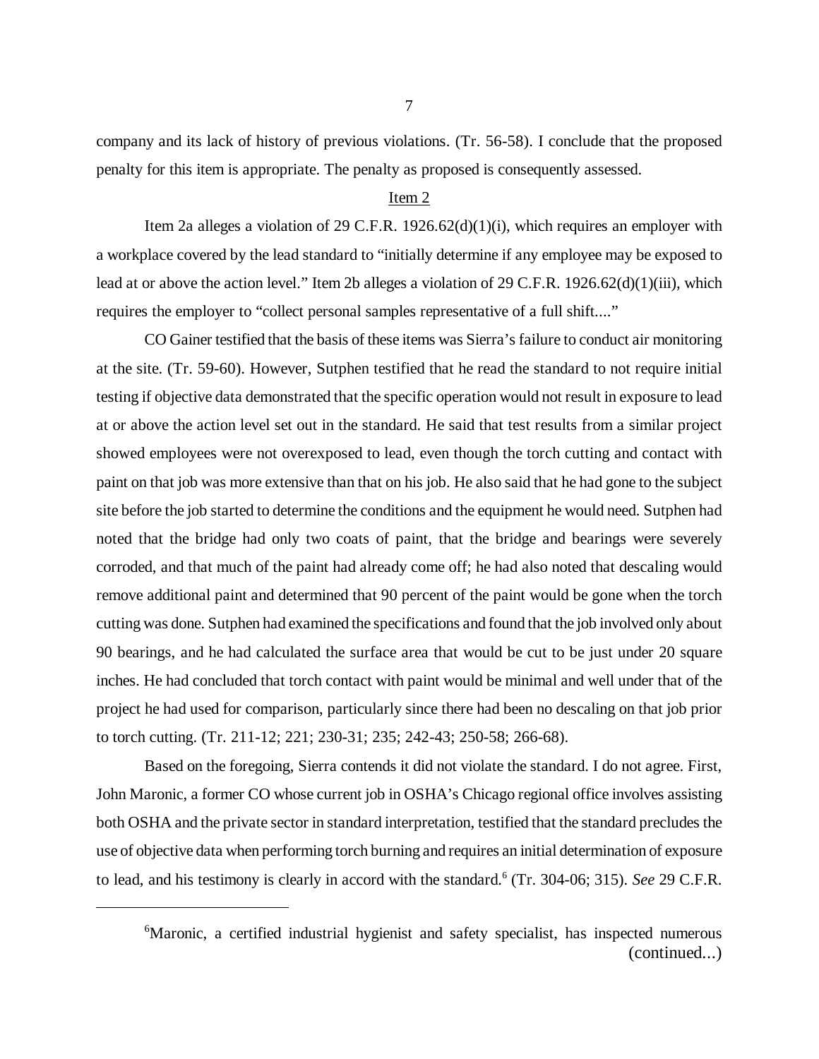company and its lack of history of previous violations. (Tr. 56-58). I conclude that the proposed penalty for this item is appropriate. The penalty as proposed is consequently assessed.

Item 2

Item 2a alleges a violation of 29 C.F.R. 1926.62(d)(1)(i), which requires an employer with a workplace covered by the lead standard to "initially determine if any employee may be exposed to lead at or above the action level." Item 2b alleges a violation of 29 C.F.R. 1926.62(d)(1)(iii), which requires the employer to "collect personal samples representative of a full shift...."

CO Gainer testified that the basis of these items was Sierra's failure to conduct air monitoring at the site. (Tr. 59-60). However, Sutphen testified that he read the standard to not require initial testing if objective data demonstrated that the specific operation would not result in exposure to lead at or above the action level set out in the standard. He said that test results from a similar project showed employees were not overexposed to lead, even though the torch cutting and contact with paint on that job was more extensive than that on his job. He also said that he had gone to the subject site before the job started to determine the conditions and the equipment he would need. Sutphen had noted that the bridge had only two coats of paint, that the bridge and bearings were severely corroded, and that much of the paint had already come off; he had also noted that descaling would remove additional paint and determined that 90 percent of the paint would be gone when the torch cutting was done. Sutphen had examined the specifications and found that the job involved only about 90 bearings, and he had calculated the surface area that would be cut to be just under 20 square inches. He had concluded that torch contact with paint would be minimal and well under that of the project he had used for comparison, particularly since there had been no descaling on that job prior to torch cutting. (Tr. 211-12; 221; 230-31; 235; 242-43; 250-58; 266-68).

Based on the foregoing, Sierra contends it did not violate the standard. I do not agree. First, John Maronic, a former CO whose current job in OSHA's Chicago regional office involves assisting both OSHA and the private sector in standard interpretation, testified that the standard precludes the use of objective data when performing torch burning and requires an initial determination of exposure to lead, and his testimony is clearly in accord with the standard.[6] (Tr. 304-06; 315). *See* 29 C.F.R.

[6]Maronic, a certified industrial hygienist and safety specialist, has inspected numerous (continued...)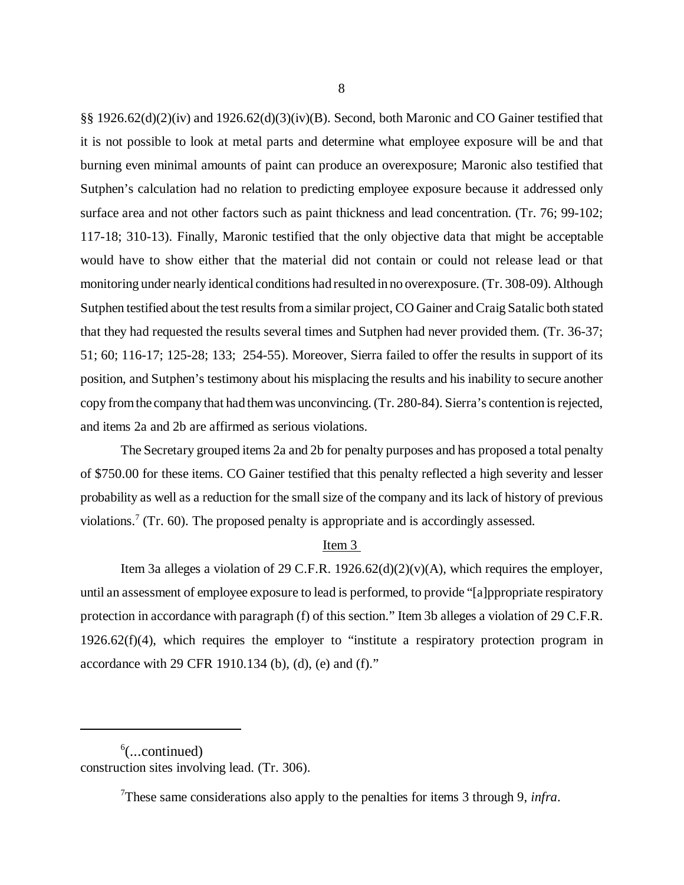§§ 1926.62(d)(2)(iv) and 1926.62(d)(3)(iv)(B). Second, both Maronic and CO Gainer testified that it is not possible to look at metal parts and determine what employee exposure will be and that burning even minimal amounts of paint can produce an overexposure; Maronic also testified that Sutphen's calculation had no relation to predicting employee exposure because it addressed only surface area and not other factors such as paint thickness and lead concentration. (Tr. 76; 99-102; 117-18; 310-13). Finally, Maronic testified that the only objective data that might be acceptable would have to show either that the material did not contain or could not release lead or that monitoring under nearly identical conditions had resulted in no overexposure. (Tr. 308-09). Although Sutphen testified about the test results from a similar project, CO Gainer and Craig Satalic both stated that they had requested the results several times and Sutphen had never provided them. (Tr. 36-37; 51; 60; 116-17; 125-28; 133; 254-55). Moreover, Sierra failed to offer the results in support of its position, and Sutphen's testimony about his misplacing the results and his inability to secure another copy from the company that had them was unconvincing. (Tr. 280-84). Sierra's contention is rejected, and items 2a and 2b are affirmed as serious violations.

The Secretary grouped items 2a and 2b for penalty purposes and has proposed a total penalty of $750.00 for these items. CO Gainer testified that this penalty reflected a high severity and lesser probability as well as a reduction for the small size of the company and its lack of history of previous violations.[7] (Tr. 60). The proposed penalty is appropriate and is accordingly assessed.

Item 3

Item 3a alleges a violation of 29 C.F.R. 1926.62(d)(2)(v)(A), which requires the employer, until an assessment of employee exposure to lead is performed, to provide "[a]ppropriate respiratory protection in accordance with paragraph (f) of this section." Item 3b alleges a violation of 29 C.F.R. 1926.62(f)(4), which requires the employer to "institute a respiratory protection program in accordance with 29 CFR 1910.134 (b), (d), (e) and (f)."

---

[6](...continued)
construction sites involving lead. (Tr. 306).

[7]These same considerations also apply to the penalties for items 3 through 9, *infra*.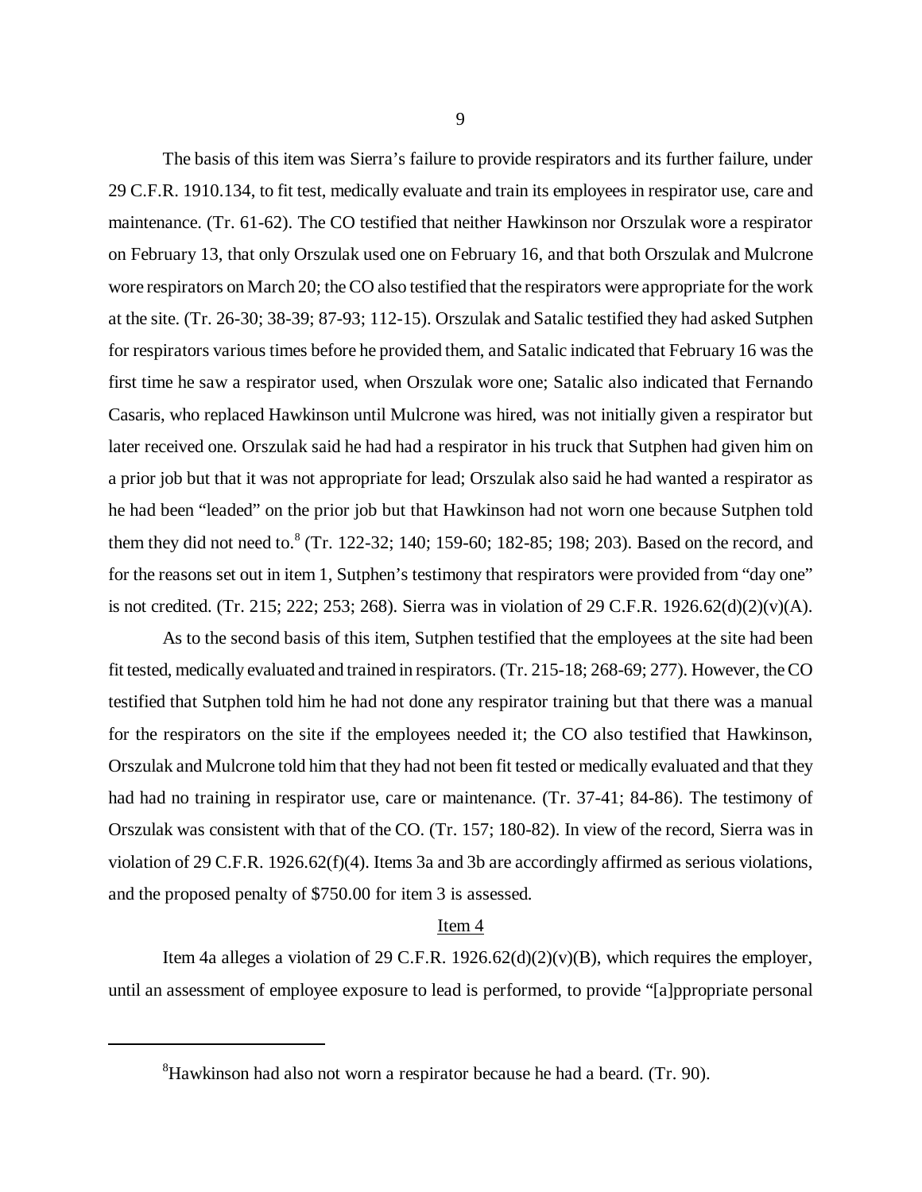The basis of this item was Sierra's failure to provide respirators and its further failure, under 29 C.F.R. 1910.134, to fit test, medically evaluate and train its employees in respirator use, care and maintenance. (Tr. 61-62). The CO testified that neither Hawkinson nor Orszulak wore a respirator on February 13, that only Orszulak used one on February 16, and that both Orszulak and Mulcrone wore respirators on March 20; the CO also testified that the respirators were appropriate for the work at the site. (Tr. 26-30; 38-39; 87-93; 112-15). Orszulak and Satalic testified they had asked Sutphen for respirators various times before he provided them, and Satalic indicated that February 16 was the first time he saw a respirator used, when Orszulak wore one; Satalic also indicated that Fernando Casaris, who replaced Hawkinson until Mulcrone was hired, was not initially given a respirator but later received one. Orszulak said he had had a respirator in his truck that Sutphen had given him on a prior job but that it was not appropriate for lead; Orszulak also said he had wanted a respirator as he had been "leaded" on the prior job but that Hawkinson had not worn one because Sutphen told them they did not need to.[8] (Tr. 122-32; 140; 159-60; 182-85; 198; 203). Based on the record, and for the reasons set out in item 1, Sutphen's testimony that respirators were provided from "day one" is not credited. (Tr. 215; 222; 253; 268). Sierra was in violation of 29 C.F.R. 1926.62(d)(2)(v)(A).

As to the second basis of this item, Sutphen testified that the employees at the site had been fit tested, medically evaluated and trained in respirators. (Tr. 215-18; 268-69; 277). However, the CO testified that Sutphen told him he had not done any respirator training but that there was a manual for the respirators on the site if the employees needed it; the CO also testified that Hawkinson, Orszulak and Mulcrone told him that they had not been fit tested or medically evaluated and that they had had no training in respirator use, care or maintenance. (Tr. 37-41; 84-86). The testimony of Orszulak was consistent with that of the CO. (Tr. 157; 180-82). In view of the record, Sierra was in violation of 29 C.F.R. 1926.62(f)(4). Items 3a and 3b are accordingly affirmed as serious violations, and the proposed penalty of $750.00 for item 3 is assessed.

## Item 4

Item 4a alleges a violation of 29 C.F.R. 1926.62(d)(2)(v)(B), which requires the employer, until an assessment of employee exposure to lead is performed, to provide "[a]ppropriate personal

---

[8] Hawkinson had also not worn a respirator because he had a beard. (Tr. 90).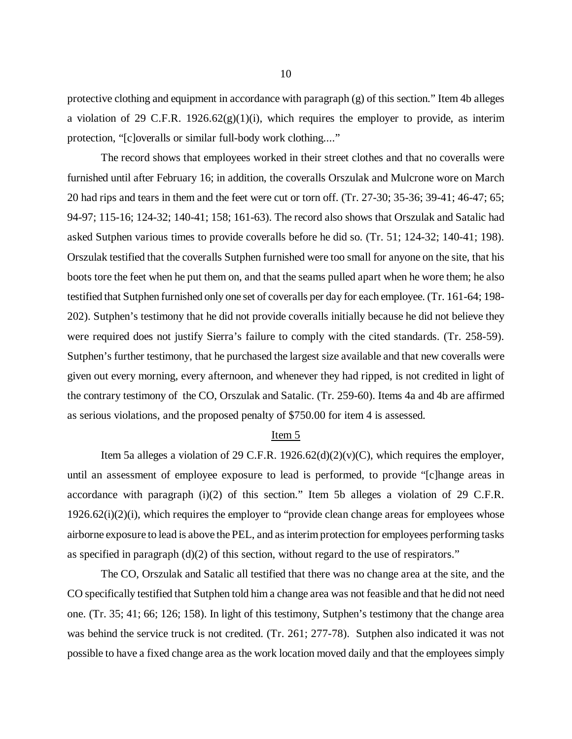protective clothing and equipment in accordance with paragraph (g) of this section." Item 4b alleges a violation of 29 C.F.R. 1926.62(g)(1)(i), which requires the employer to provide, as interim protection, "[c]overalls or similar full-body work clothing...."

The record shows that employees worked in their street clothes and that no coveralls were furnished until after February 16; in addition, the coveralls Orszulak and Mulcrone wore on March 20 had rips and tears in them and the feet were cut or torn off. (Tr. 27-30; 35-36; 39-41; 46-47; 65; 94-97; 115-16; 124-32; 140-41; 158; 161-63). The record also shows that Orszulak and Satalic had asked Sutphen various times to provide coveralls before he did so. (Tr. 51; 124-32; 140-41; 198). Orszulak testified that the coveralls Sutphen furnished were too small for anyone on the site, that his boots tore the feet when he put them on, and that the seams pulled apart when he wore them; he also testified that Sutphen furnished only one set of coveralls per day for each employee. (Tr. 161-64; 198-202). Sutphen's testimony that he did not provide coveralls initially because he did not believe they were required does not justify Sierra's failure to comply with the cited standards. (Tr. 258-59). Sutphen's further testimony, that he purchased the largest size available and that new coveralls were given out every morning, every afternoon, and whenever they had ripped, is not credited in light of the contrary testimony of the CO, Orszulak and Satalic. (Tr. 259-60). Items 4a and 4b are affirmed as serious violations, and the proposed penalty of $750.00 for item 4 is assessed.

## Item 5

Item 5a alleges a violation of 29 C.F.R. 1926.62(d)(2)(v)(C), which requires the employer, until an assessment of employee exposure to lead is performed, to provide "[c]hange areas in accordance with paragraph (i)(2) of this section." Item 5b alleges a violation of 29 C.F.R. 1926.62(i)(2)(i), which requires the employer to "provide clean change areas for employees whose airborne exposure to lead is above the PEL, and as interim protection for employees performing tasks as specified in paragraph (d)(2) of this section, without regard to the use of respirators."

The CO, Orszulak and Satalic all testified that there was no change area at the site, and the CO specifically testified that Sutphen told him a change area was not feasible and that he did not need one. (Tr. 35; 41; 66; 126; 158). In light of this testimony, Sutphen's testimony that the change area was behind the service truck is not credited. (Tr. 261; 277-78). Sutphen also indicated it was not possible to have a fixed change area as the work location moved daily and that the employees simply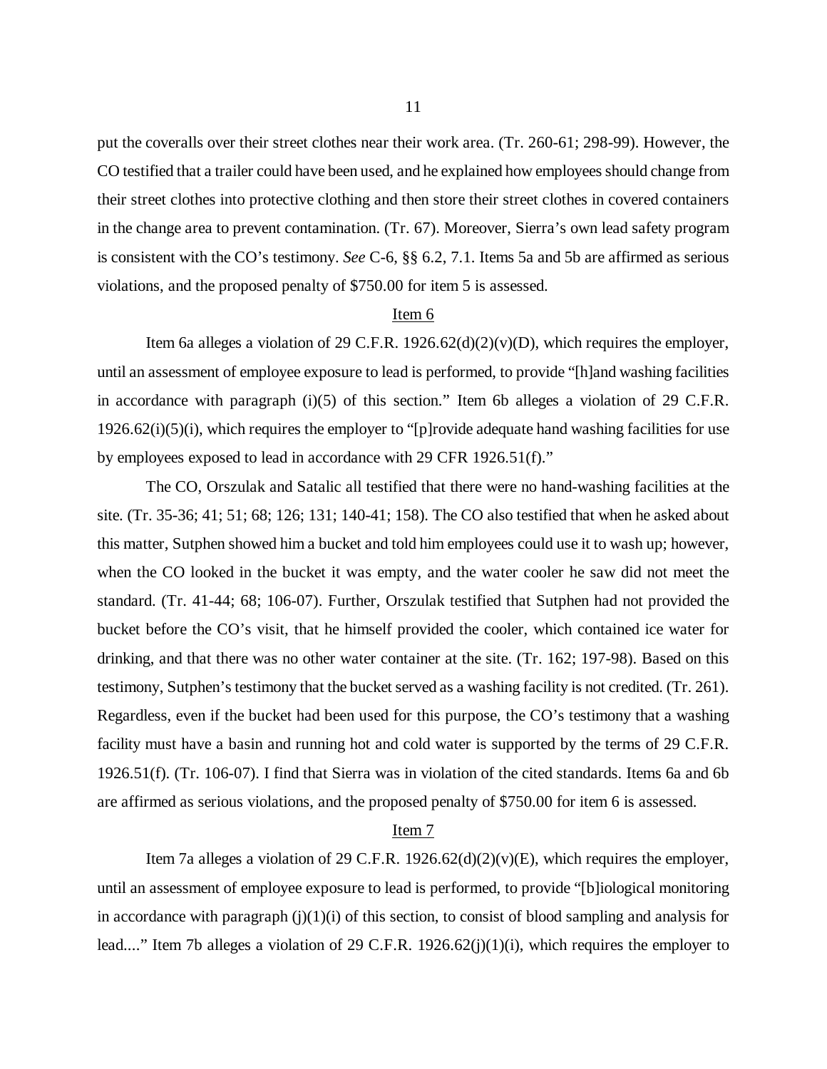put the coveralls over their street clothes near their work area. (Tr. 260-61; 298-99). However, the CO testified that a trailer could have been used, and he explained how employees should change from their street clothes into protective clothing and then store their street clothes in covered containers in the change area to prevent contamination. (Tr. 67). Moreover, Sierra's own lead safety program is consistent with the CO's testimony. *See* C-6, §§ 6.2, 7.1. Items 5a and 5b are affirmed as serious violations, and the proposed penalty of $750.00 for item 5 is assessed.

<u>Item 6</u>

Item 6a alleges a violation of 29 C.F.R. 1926.62(d)(2)(v)(D), which requires the employer, until an assessment of employee exposure to lead is performed, to provide "[h]and washing facilities in accordance with paragraph (i)(5) of this section." Item 6b alleges a violation of 29 C.F.R. 1926.62(i)(5)(i), which requires the employer to "[p]rovide adequate hand washing facilities for use by employees exposed to lead in accordance with 29 CFR 1926.51(f)."

The CO, Orszulak and Satalic all testified that there were no hand-washing facilities at the site. (Tr. 35-36; 41; 51; 68; 126; 131; 140-41; 158). The CO also testified that when he asked about this matter, Sutphen showed him a bucket and told him employees could use it to wash up; however, when the CO looked in the bucket it was empty, and the water cooler he saw did not meet the standard. (Tr. 41-44; 68; 106-07). Further, Orszulak testified that Sutphen had not provided the bucket before the CO's visit, that he himself provided the cooler, which contained ice water for drinking, and that there was no other water container at the site. (Tr. 162; 197-98). Based on this testimony, Sutphen's testimony that the bucket served as a washing facility is not credited. (Tr. 261). Regardless, even if the bucket had been used for this purpose, the CO's testimony that a washing facility must have a basin and running hot and cold water is supported by the terms of 29 C.F.R. 1926.51(f). (Tr. 106-07). I find that Sierra was in violation of the cited standards. Items 6a and 6b are affirmed as serious violations, and the proposed penalty of $750.00 for item 6 is assessed.

<u>Item 7</u>

Item 7a alleges a violation of 29 C.F.R. 1926.62(d)(2)(v)(E), which requires the employer, until an assessment of employee exposure to lead is performed, to provide "[b]iological monitoring in accordance with paragraph (j)(1)(i) of this section, to consist of blood sampling and analysis for lead...." Item 7b alleges a violation of 29 C.F.R. 1926.62(j)(1)(i), which requires the employer to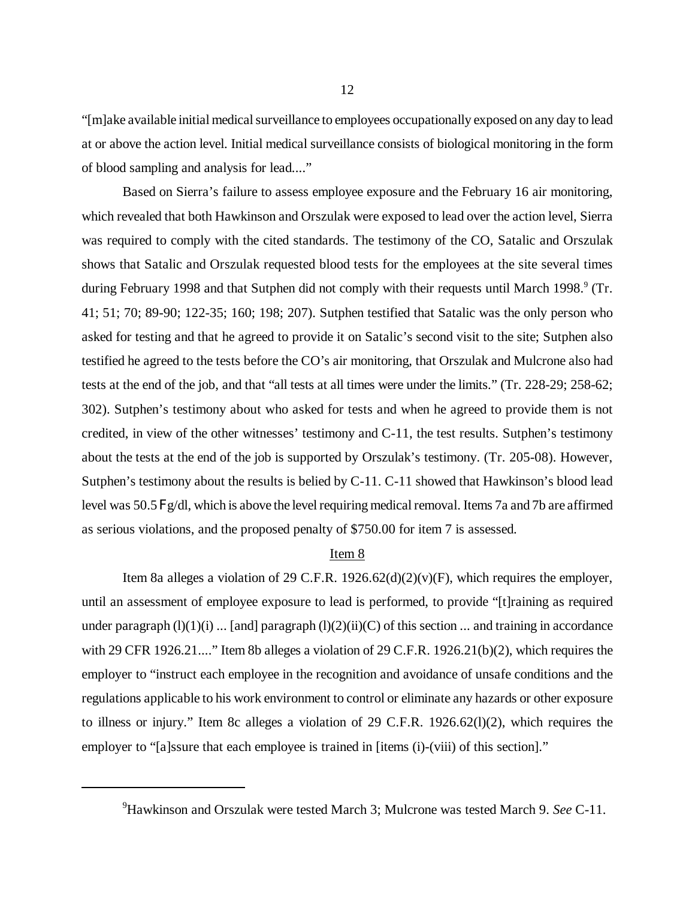"[m]ake available initial medical surveillance to employees occupationally exposed on any day to lead at or above the action level. Initial medical surveillance consists of biological monitoring in the form of blood sampling and analysis for lead...."

Based on Sierra's failure to assess employee exposure and the February 16 air monitoring, which revealed that both Hawkinson and Orszulak were exposed to lead over the action level, Sierra was required to comply with the cited standards. The testimony of the CO, Satalic and Orszulak shows that Satalic and Orszulak requested blood tests for the employees at the site several times during February 1998 and that Sutphen did not comply with their requests until March 1998.[9] (Tr. 41; 51; 70; 89-90; 122-35; 160; 198; 207). Sutphen testified that Satalic was the only person who asked for testing and that he agreed to provide it on Satalic's second visit to the site; Sutphen also testified he agreed to the tests before the CO's air monitoring, that Orszulak and Mulcrone also had tests at the end of the job, and that "all tests at all times were under the limits." (Tr. 228-29; 258-62; 302). Sutphen's testimony about who asked for tests and when he agreed to provide them is not credited, in view of the other witnesses' testimony and C-11, the test results. Sutphen's testimony about the tests at the end of the job is supported by Orszulak's testimony. (Tr. 205-08). However, Sutphen's testimony about the results is belied by C-11. C-11 showed that Hawkinson's blood lead level was 50.5 µg/dl, which is above the level requiring medical removal. Items 7a and 7b are affirmed as serious violations, and the proposed penalty of $750.00 for item 7 is assessed.

## Item 8

Item 8a alleges a violation of 29 C.F.R. 1926.62(d)(2)(v)(F), which requires the employer, until an assessment of employee exposure to lead is performed, to provide "[t]raining as required under paragraph (l)(1)(i) ... [and] paragraph (l)(2)(ii)(C) of this section ... and training in accordance with 29 CFR 1926.21...." Item 8b alleges a violation of 29 C.F.R. 1926.21(b)(2), which requires the employer to "instruct each employee in the recognition and avoidance of unsafe conditions and the regulations applicable to his work environment to control or eliminate any hazards or other exposure to illness or injury." Item 8c alleges a violation of 29 C.F.R. 1926.62(l)(2), which requires the employer to "[a]ssure that each employee is trained in [items (i)-(viii) of this section]."

[9] Hawkinson and Orszulak were tested March 3; Mulcrone was tested March 9. *See* C-11.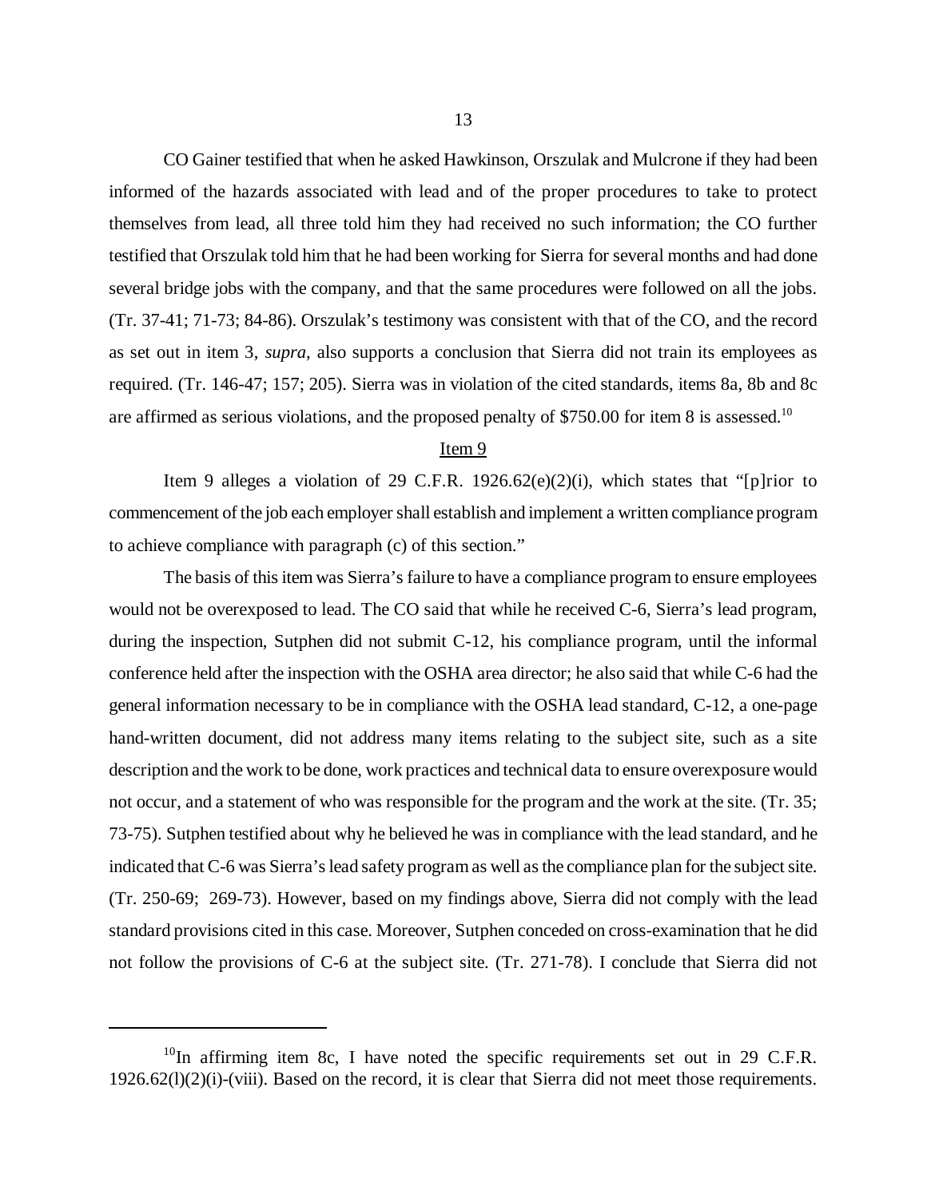CO Gainer testified that when he asked Hawkinson, Orszulak and Mulcrone if they had been informed of the hazards associated with lead and of the proper procedures to take to protect themselves from lead, all three told him they had received no such information; the CO further testified that Orszulak told him that he had been working for Sierra for several months and had done several bridge jobs with the company, and that the same procedures were followed on all the jobs. (Tr. 37-41; 71-73; 84-86). Orszulak's testimony was consistent with that of the CO, and the record as set out in item 3, *supra*, also supports a conclusion that Sierra did not train its employees as required. (Tr. 146-47; 157; 205). Sierra was in violation of the cited standards, items 8a, 8b and 8c are affirmed as serious violations, and the proposed penalty of $750.00 for item 8 is assessed.[10]

<u>Item 9</u>

Item 9 alleges a violation of 29 C.F.R. 1926.62(e)(2)(i), which states that "[p]rior to commencement of the job each employer shall establish and implement a written compliance program to achieve compliance with paragraph (c) of this section."

The basis of this item was Sierra's failure to have a compliance program to ensure employees would not be overexposed to lead. The CO said that while he received C-6, Sierra's lead program, during the inspection, Sutphen did not submit C-12, his compliance program, until the informal conference held after the inspection with the OSHA area director; he also said that while C-6 had the general information necessary to be in compliance with the OSHA lead standard, C-12, a one-page hand-written document, did not address many items relating to the subject site, such as a site description and the work to be done, work practices and technical data to ensure overexposure would not occur, and a statement of who was responsible for the program and the work at the site. (Tr. 35; 73-75). Sutphen testified about why he believed he was in compliance with the lead standard, and he indicated that C-6 was Sierra's lead safety program as well as the compliance plan for the subject site. (Tr. 250-69; 269-73). However, based on my findings above, Sierra did not comply with the lead standard provisions cited in this case. Moreover, Sutphen conceded on cross-examination that he did not follow the provisions of C-6 at the subject site. (Tr. 271-78). I conclude that Sierra did not

---

[10]In affirming item 8c, I have noted the specific requirements set out in 29 C.F.R. 1926.62(l)(2)(i)-(viii). Based on the record, it is clear that Sierra did not meet those requirements.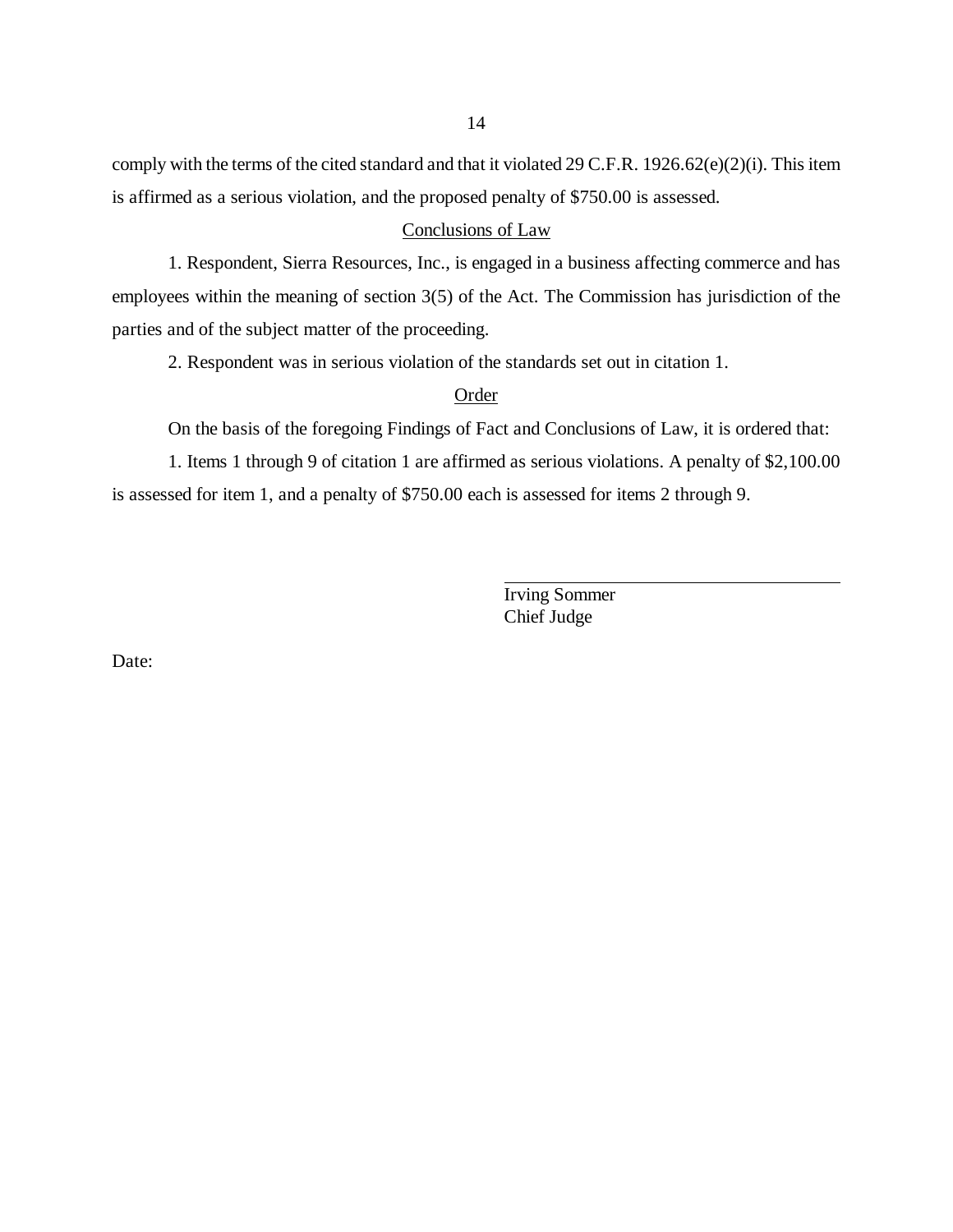comply with the terms of the cited standard and that it violated 29 C.F.R. 1926.62(e)(2)(i). This item is affirmed as a serious violation, and the proposed penalty of $750.00 is assessed.

## Conclusions of Law

1. Respondent, Sierra Resources, Inc., is engaged in a business affecting commerce and has employees within the meaning of section 3(5) of the Act. The Commission has jurisdiction of the parties and of the subject matter of the proceeding.

2. Respondent was in serious violation of the standards set out in citation 1.

## Order

On the basis of the foregoing Findings of Fact and Conclusions of Law, it is ordered that:

1. Items 1 through 9 of citation 1 are affirmed as serious violations. A penalty of $2,100.00 is assessed for item 1, and a penalty of $750.00 each is assessed for items 2 through 9.

Irving Sommer
Chief Judge

Date: